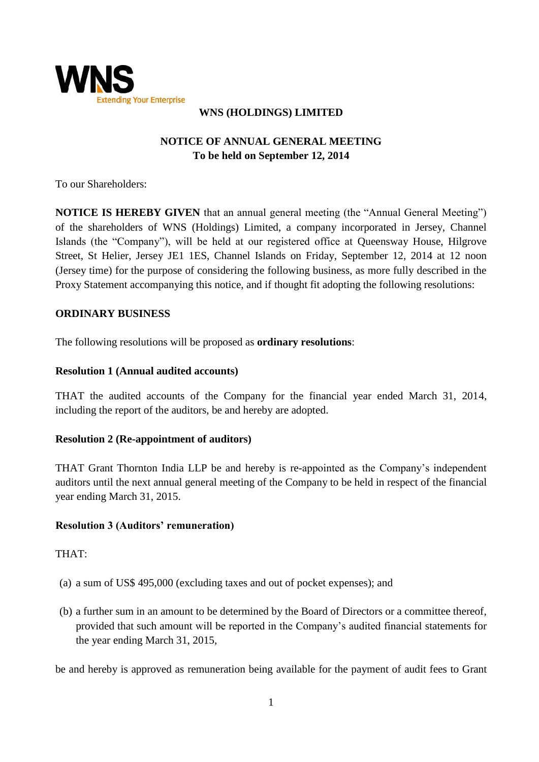# WNS (HOLDINGS) LIMITED

## NOTICE OF ANNUAL GENERAL MEETING
**To be held on September 12, 2014**

To our Shareholders:

**NOTICE IS HEREBY GIVEN** that an annual general meeting (the "Annual General Meeting") of the shareholders of WNS (Holdings) Limited, a company incorporated in Jersey, Channel Islands (the "Company"), will be held at our registered office at Queensway House, Hilgrove Street, St Helier, Jersey JE1 1ES, Channel Islands on Friday, September 12, 2014 at 12 noon (Jersey time) for the purpose of considering the following business, as more fully described in the Proxy Statement accompanying this notice, and if thought fit adopting the following resolutions:

### ORDINARY BUSINESS

The following resolutions will be proposed as **ordinary resolutions**:

**Resolution 1 (Annual audited accounts)**

THAT the audited accounts of the Company for the financial year ended March 31, 2014, including the report of the auditors, be and hereby are adopted.

**Resolution 2 (Re-appointment of auditors)**

THAT Grant Thornton India LLP be and hereby is re-appointed as the Company's independent auditors until the next annual general meeting of the Company to be held in respect of the financial year ending March 31, 2015.

**Resolution 3 (Auditors' remuneration)**

THAT:

(a) a sum of US$ 495,000 (excluding taxes and out of pocket expenses); and

(b) a further sum in an amount to be determined by the Board of Directors or a committee thereof, provided that such amount will be reported in the Company's audited financial statements for the year ending March 31, 2015,

be and hereby is approved as remuneration being available for the payment of audit fees to Grant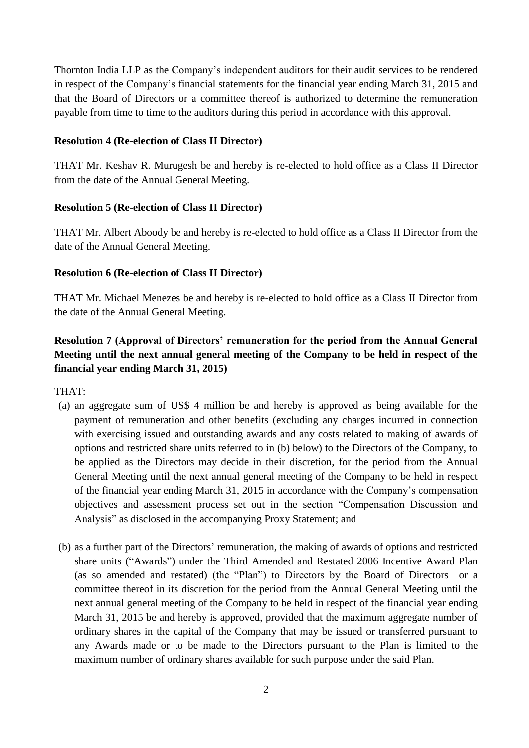Thornton India LLP as the Company's independent auditors for their audit services to be rendered in respect of the Company's financial statements for the financial year ending March 31, 2015 and that the Board of Directors or a committee thereof is authorized to determine the remuneration payable from time to time to the auditors during this period in accordance with this approval.

**Resolution 4 (Re-election of Class II Director)**

THAT Mr. Keshav R. Murugesh be and hereby is re-elected to hold office as a Class II Director from the date of the Annual General Meeting.

**Resolution 5 (Re-election of Class II Director)**

THAT Mr. Albert Aboody be and hereby is re-elected to hold office as a Class II Director from the date of the Annual General Meeting.

**Resolution 6 (Re-election of Class II Director)**

THAT Mr. Michael Menezes be and hereby is re-elected to hold office as a Class II Director from the date of the Annual General Meeting.

**Resolution 7 (Approval of Directors' remuneration for the period from the Annual General Meeting until the next annual general meeting of the Company to be held in respect of the financial year ending March 31, 2015)**

THAT:

(a) an aggregate sum of US$ 4 million be and hereby is approved as being available for the payment of remuneration and other benefits (excluding any charges incurred in connection with exercising issued and outstanding awards and any costs related to making of awards of options and restricted share units referred to in (b) below) to the Directors of the Company, to be applied as the Directors may decide in their discretion, for the period from the Annual General Meeting until the next annual general meeting of the Company to be held in respect of the financial year ending March 31, 2015 in accordance with the Company's compensation objectives and assessment process set out in the section "Compensation Discussion and Analysis" as disclosed in the accompanying Proxy Statement; and

(b) as a further part of the Directors' remuneration, the making of awards of options and restricted share units ("Awards") under the Third Amended and Restated 2006 Incentive Award Plan (as so amended and restated) (the "Plan") to Directors by the Board of Directors or a committee thereof in its discretion for the period from the Annual General Meeting until the next annual general meeting of the Company to be held in respect of the financial year ending March 31, 2015 be and hereby is approved, provided that the maximum aggregate number of ordinary shares in the capital of the Company that may be issued or transferred pursuant to any Awards made or to be made to the Directors pursuant to the Plan is limited to the maximum number of ordinary shares available for such purpose under the said Plan.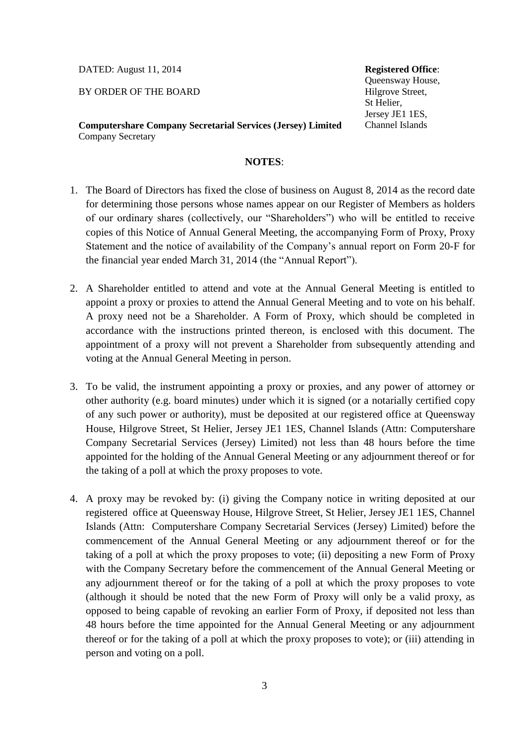DATED: August 11, 2014

BY ORDER OF THE BOARD

**Computershare Company Secretarial Services (Jersey) Limited**
Company Secretary

**Registered Office**:
Queensway House,
Hilgrove Street,
St Helier,
Jersey JE1 1ES,
Channel Islands

**NOTES**:

1. The Board of Directors has fixed the close of business on August 8, 2014 as the record date for determining those persons whose names appear on our Register of Members as holders of our ordinary shares (collectively, our "Shareholders") who will be entitled to receive copies of this Notice of Annual General Meeting, the accompanying Form of Proxy, Proxy Statement and the notice of availability of the Company's annual report on Form 20-F for the financial year ended March 31, 2014 (the "Annual Report").

2. A Shareholder entitled to attend and vote at the Annual General Meeting is entitled to appoint a proxy or proxies to attend the Annual General Meeting and to vote on his behalf. A proxy need not be a Shareholder. A Form of Proxy, which should be completed in accordance with the instructions printed thereon, is enclosed with this document. The appointment of a proxy will not prevent a Shareholder from subsequently attending and voting at the Annual General Meeting in person.

3. To be valid, the instrument appointing a proxy or proxies, and any power of attorney or other authority (e.g. board minutes) under which it is signed (or a notarially certified copy of any such power or authority), must be deposited at our registered office at Queensway House, Hilgrove Street, St Helier, Jersey JE1 1ES, Channel Islands (Attn: Computershare Company Secretarial Services (Jersey) Limited) not less than 48 hours before the time appointed for the holding of the Annual General Meeting or any adjournment thereof or for the taking of a poll at which the proxy proposes to vote.

4. A proxy may be revoked by: (i) giving the Company notice in writing deposited at our registered office at Queensway House, Hilgrove Street, St Helier, Jersey JE1 1ES, Channel Islands (Attn: Computershare Company Secretarial Services (Jersey) Limited) before the commencement of the Annual General Meeting or any adjournment thereof or for the taking of a poll at which the proxy proposes to vote; (ii) depositing a new Form of Proxy with the Company Secretary before the commencement of the Annual General Meeting or any adjournment thereof or for the taking of a poll at which the proxy proposes to vote (although it should be noted that the new Form of Proxy will only be a valid proxy, as opposed to being capable of revoking an earlier Form of Proxy, if deposited not less than 48 hours before the time appointed for the Annual General Meeting or any adjournment thereof or for the taking of a poll at which the proxy proposes to vote); or (iii) attending in person and voting on a poll.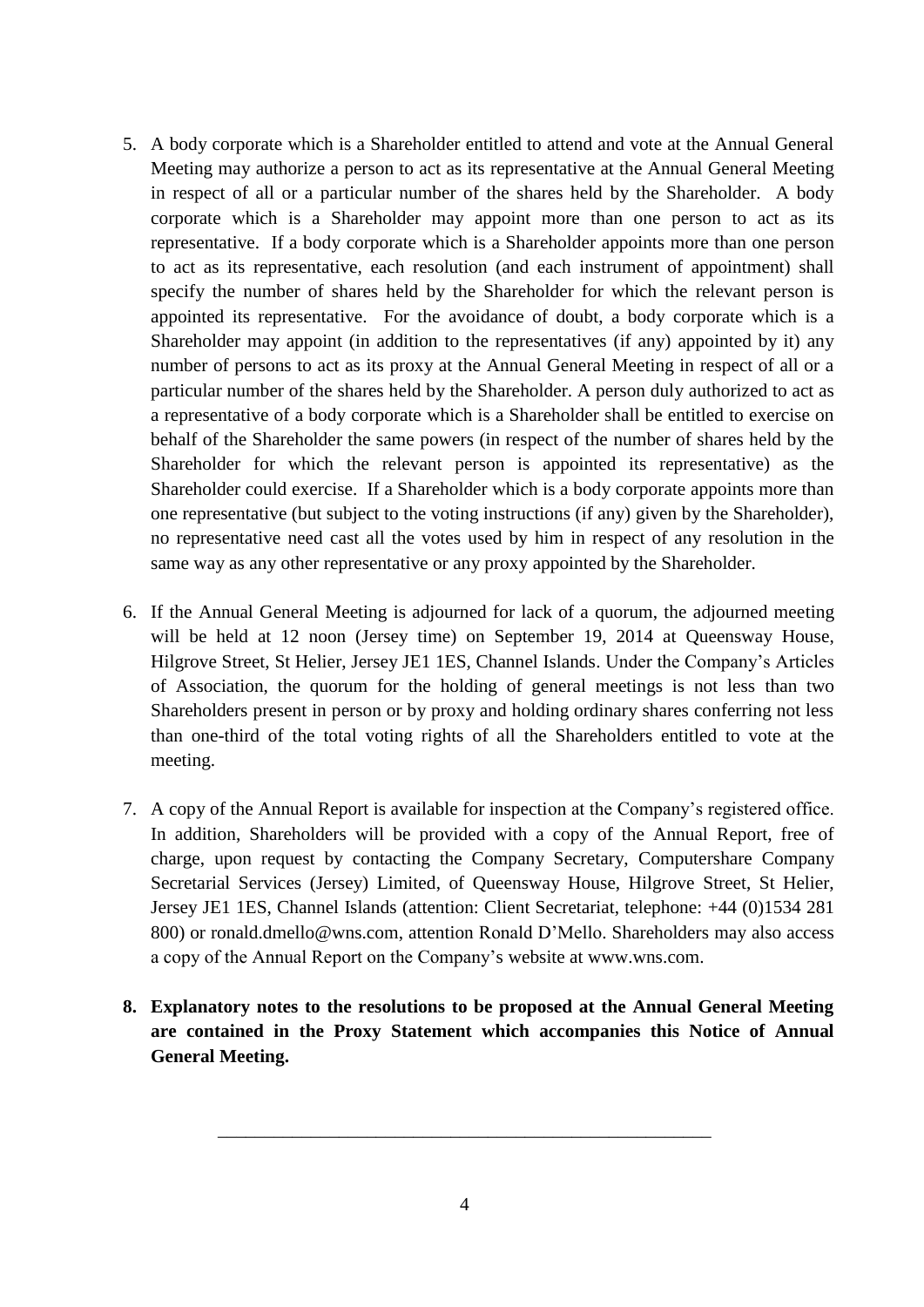5. A body corporate which is a Shareholder entitled to attend and vote at the Annual General Meeting may authorize a person to act as its representative at the Annual General Meeting in respect of all or a particular number of the shares held by the Shareholder. A body corporate which is a Shareholder may appoint more than one person to act as its representative. If a body corporate which is a Shareholder appoints more than one person to act as its representative, each resolution (and each instrument of appointment) shall specify the number of shares held by the Shareholder for which the relevant person is appointed its representative. For the avoidance of doubt, a body corporate which is a Shareholder may appoint (in addition to the representatives (if any) appointed by it) any number of persons to act as its proxy at the Annual General Meeting in respect of all or a particular number of the shares held by the Shareholder. A person duly authorized to act as a representative of a body corporate which is a Shareholder shall be entitled to exercise on behalf of the Shareholder the same powers (in respect of the number of shares held by the Shareholder for which the relevant person is appointed its representative) as the Shareholder could exercise. If a Shareholder which is a body corporate appoints more than one representative (but subject to the voting instructions (if any) given by the Shareholder), no representative need cast all the votes used by him in respect of any resolution in the same way as any other representative or any proxy appointed by the Shareholder.

6. If the Annual General Meeting is adjourned for lack of a quorum, the adjourned meeting will be held at 12 noon (Jersey time) on September 19, 2014 at Queensway House, Hilgrove Street, St Helier, Jersey JE1 1ES, Channel Islands. Under the Company's Articles of Association, the quorum for the holding of general meetings is not less than two Shareholders present in person or by proxy and holding ordinary shares conferring not less than one-third of the total voting rights of all the Shareholders entitled to vote at the meeting.

7. A copy of the Annual Report is available for inspection at the Company's registered office. In addition, Shareholders will be provided with a copy of the Annual Report, free of charge, upon request by contacting the Company Secretary, Computershare Company Secretarial Services (Jersey) Limited, of Queensway House, Hilgrove Street, St Helier, Jersey JE1 1ES, Channel Islands (attention: Client Secretariat, telephone: +44 (0)1534 281 800) or ronald.dmello@wns.com, attention Ronald D'Mello. Shareholders may also access a copy of the Annual Report on the Company's website at www.wns.com.

8. **Explanatory notes to the resolutions to be proposed at the Annual General Meeting are contained in the Proxy Statement which accompanies this Notice of Annual General Meeting.**

---